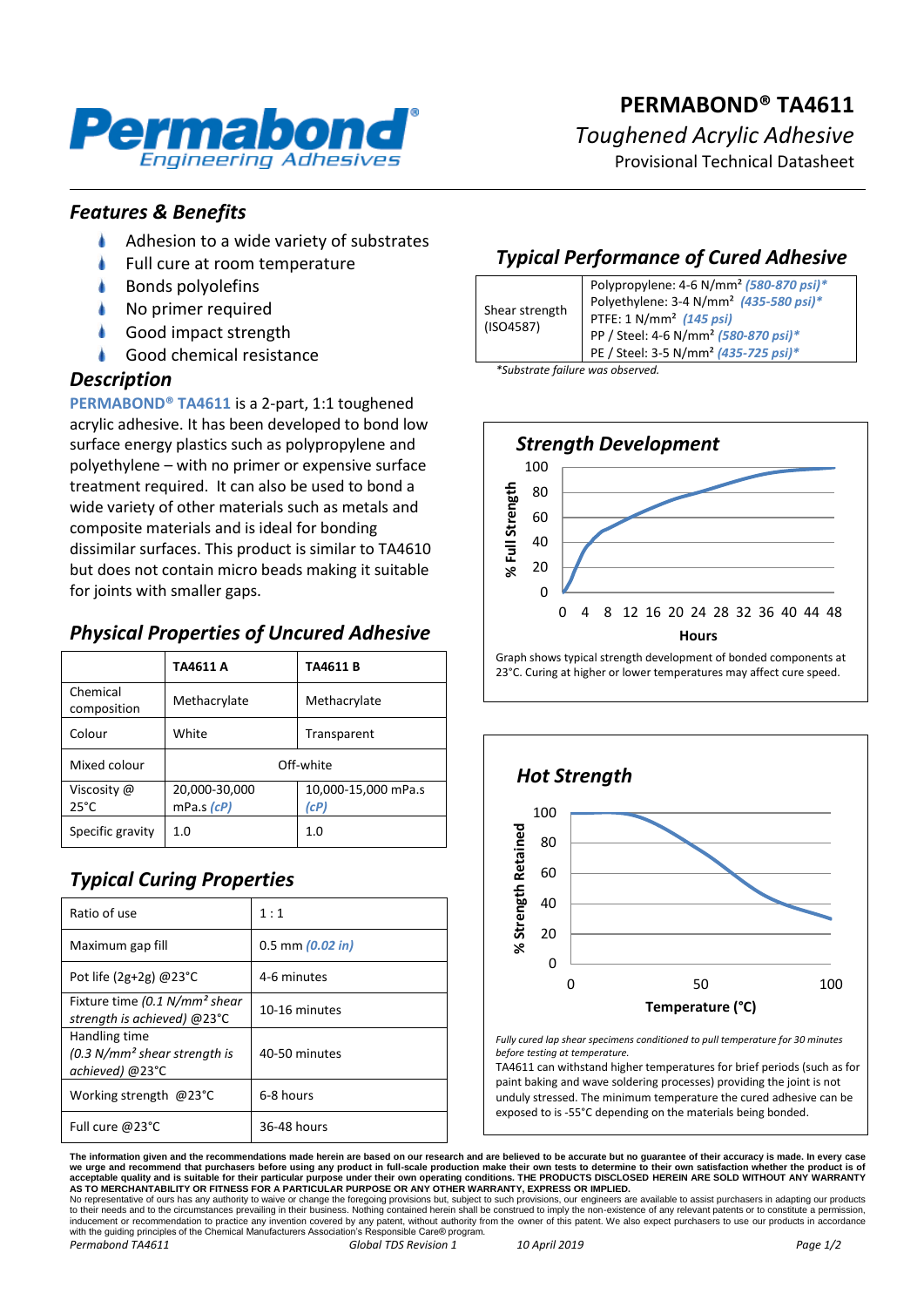# PERMABOND® TA4611

*Toughened Acrylic Adhesive*

Provisional Technical Datasheet

## *Features & Benefits*

- Adhesion to a wide variety of substrates
- Full cure at room temperature
- Bonds polyolefins
- No primer required
- Good impact strength
- Good chemical resistance

## *Description*

**PERMABOND® TA4611** is a 2-part, 1:1 toughened acrylic adhesive. It has been developed to bond low surface energy plastics such as polypropylene and polyethylene – with no primer or expensive surface treatment required. It can also be used to bond a wide variety of other materials such as metals and composite materials and is ideal for bonding dissimilar surfaces. This product is similar to TA4610 but does not contain micro beads making it suitable for joints with smaller gaps.

## *Physical Properties of Uncured Adhesive*

| | TA4611 A | TA4611 B |
|---|---|---|
| Chemical composition | Methacrylate | Methacrylate |
| Colour | White | Transparent |
| Mixed colour | Off-white | |
| Viscosity @ 25°C | 20,000-30,000 mPa.s *(cP)* | 10,000-15,000 mPa.s *(cP)* |
| Specific gravity | 1.0 | 1.0 |

## *Typical Curing Properties*

| | |
|---|---|
| Ratio of use | 1 : 1 |
| Maximum gap fill | 0.5 mm *(0.02 in)* |
| Pot life (2g+2g) @23°C | 4-6 minutes |
| Fixture time *(0.1 N/mm² shear strength is achieved)* @23°C | 10-16 minutes |
| Handling time *(0.3 N/mm² shear strength is achieved)* @23°C | 40-50 minutes |
| Working strength @23°C | 6-8 hours |
| Full cure @23°C | 36-48 hours |

## *Typical Performance of Cured Adhesive*

| | |
|---|---|
| Shear strength (ISO4587) | Polypropylene: 4-6 N/mm² *(580-870 psi)\**<br>Polyethylene: 3-4 N/mm² *(435-580 psi)\**<br>PTFE: 1 N/mm² *(145 psi)*<br>PP / Steel: 4-6 N/mm² *(580-870 psi)\**<br>PE / Steel: 3-5 N/mm² *(435-725 psi)\** |

*\*Substrate failure was observed.*

### *Strength Development*

Graph shows typical strength development of bonded components at 23°C. Curing at higher or lower temperatures may affect cure speed.

### *Hot Strength*

*Fully cured lap shear specimens conditioned to pull temperature for 30 minutes before testing at temperature.*

TA4611 can withstand higher temperatures for brief periods (such as for paint baking and wave soldering processes) providing the joint is not unduly stressed. The minimum temperature the cured adhesive can be exposed to is -55°C depending on the materials being bonded.

**The information given and the recommendations made herein are based on our research and are believed to be accurate but no guarantee of their accuracy is made. In every case we urge and recommend that purchasers before using any product in full-scale production make their own tests to determine to their own satisfaction whether the product is of acceptable quality and is suitable for their particular purpose under their own operating conditions. THE PRODUCTS DISCLOSED HEREIN ARE SOLD WITHOUT ANY WARRANTY AS TO MERCHANTABILITY OR FITNESS FOR A PARTICULAR PURPOSE OR ANY OTHER WARRANTY, EXPRESS OR IMPLIED.**

No representative of ours has any authority to waive or change the foregoing provisions but, subject to such provisions, our engineers are available to assist purchasers in adapting our products to their needs and to the circumstances prevailing in their business. Nothing contained herein shall be construed to imply the non-existence of any relevant patents or to constitute a permission, inducement or recommendation to practice any invention covered by any patent, without authority from the owner of this patent. We also expect purchasers to use our products in accordance with the guiding principles of the Chemical Manufacturers Association's Responsible Care® program.

*Permabond TA4611* *Global TDS Revision 1* *10 April 2019*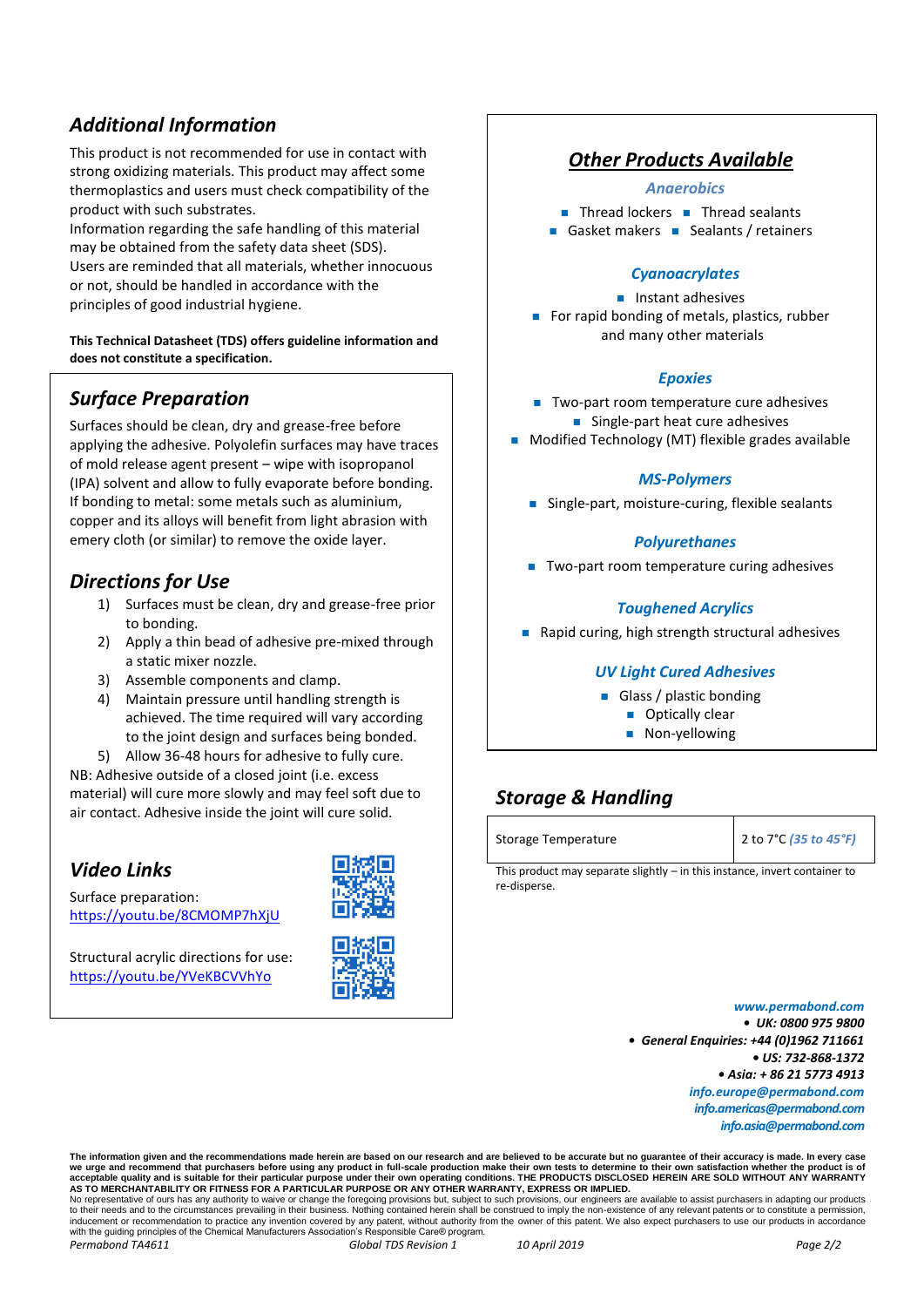## Additional Information

This product is not recommended for use in contact with strong oxidizing materials. This product may affect some thermoplastics and users must check compatibility of the product with such substrates.
Information regarding the safe handling of this material may be obtained from the safety data sheet (SDS).
Users are reminded that all materials, whether innocuous or not, should be handled in accordance with the principles of good industrial hygiene.

**This Technical Datasheet (TDS) offers guideline information and does not constitute a specification.**

## Surface Preparation

Surfaces should be clean, dry and grease-free before applying the adhesive. Polyolefin surfaces may have traces of mold release agent present – wipe with isopropanol (IPA) solvent and allow to fully evaporate before bonding. If bonding to metal: some metals such as aluminium, copper and its alloys will benefit from light abrasion with emery cloth (or similar) to remove the oxide layer.

## Directions for Use

1) Surfaces must be clean, dry and grease-free prior to bonding.
2) Apply a thin bead of adhesive pre-mixed through a static mixer nozzle.
3) Assemble components and clamp.
4) Maintain pressure until handling strength is achieved. The time required will vary according to the joint design and surfaces being bonded.
5) Allow 36-48 hours for adhesive to fully cure.

NB: Adhesive outside of a closed joint (i.e. excess material) will cure more slowly and may feel soft due to air contact. Adhesive inside the joint will cure solid.

## Video Links

Surface preparation:
https://youtu.be/8CMOMP7hXjU

Structural acrylic directions for use:
https://youtu.be/YVeKBCVVhYo

## Other Products Available

### Anaerobics

- Thread lockers
- Thread sealants
- Gasket makers
- Sealants / retainers

### Cyanoacrylates

- Instant adhesives
- For rapid bonding of metals, plastics, rubber and many other materials

### Epoxies

- Two-part room temperature cure adhesives
- Single-part heat cure adhesives
- Modified Technology (MT) flexible grades available

### MS-Polymers

- Single-part, moisture-curing, flexible sealants

### Polyurethanes

- Two-part room temperature curing adhesives

### Toughened Acrylics

- Rapid curing, high strength structural adhesives

### UV Light Cured Adhesives

- Glass / plastic bonding
- Optically clear
- Non-yellowing

## Storage & Handling

| | |
|---|---|
| Storage Temperature | 2 to 7°C *(35 to 45°F)* |

This product may separate slightly – in this instance, invert container to re-disperse.

*www.permabond.com*
- *UK: 0800 975 9800*
- *General Enquiries: +44 (0)1962 711661*
- *US: 732-868-1372*
- *Asia: + 86 21 5773 4913*

*info.europe@permabond.com*
*info.americas@permabond.com*
*info.asia@permabond.com*

**The information given and the recommendations made herein are based on our research and are believed to be accurate but no guarantee of their accuracy is made. In every case we urge and recommend that purchasers before using any product in full-scale production make their own tests to determine to their own satisfaction whether the product is of acceptable quality and is suitable for their particular purpose under their own operating conditions. THE PRODUCTS DISCLOSED HEREIN ARE SOLD WITHOUT ANY WARRANTY AS TO MERCHANTABILITY OR FITNESS FOR A PARTICULAR PURPOSE OR ANY OTHER WARRANTY, EXPRESS OR IMPLIED.**
No representative of ours has any authority to waive or change the foregoing provisions but, subject to such provisions, our engineers are available to assist purchasers in adapting our products to their needs and to the circumstances prevailing in their business. Nothing contained herein shall be construed to imply the non-existence of any relevant patents or to constitute a permission, inducement or recommendation to practice any invention covered by any patent, without authority from the owner of this patent. We also expect purchasers to use our products in accordance with the guiding principles of the Chemical Manufacturers Association's Responsible Care® program.

*Permabond TA4611* *Global TDS Revision 1* *10 April 2019*